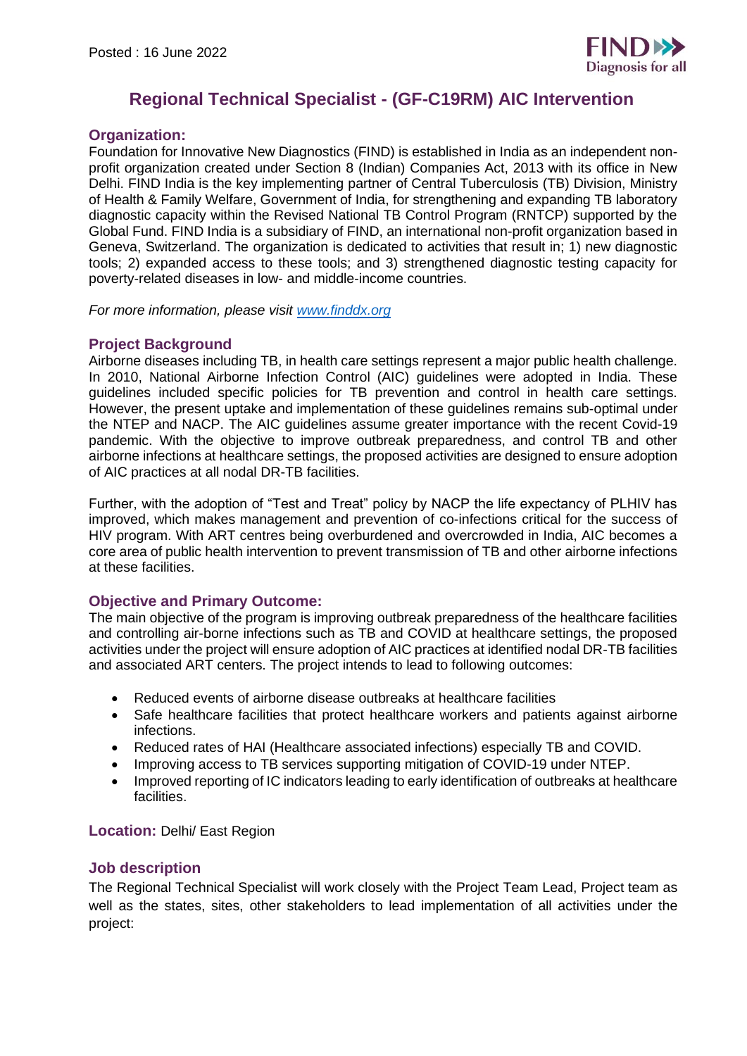Posted : 16 June 2022

# Regional Technical Specialist - (GF-C19RM) AIC Intervention

## Organization:

Foundation for Innovative New Diagnostics (FIND) is established in India as an independent non-profit organization created under Section 8 (Indian) Companies Act, 2013 with its office in New Delhi. FIND India is the key implementing partner of Central Tuberculosis (TB) Division, Ministry of Health & Family Welfare, Government of India, for strengthening and expanding TB laboratory diagnostic capacity within the Revised National TB Control Program (RNTCP) supported by the Global Fund. FIND India is a subsidiary of FIND, an international non-profit organization based in Geneva, Switzerland. The organization is dedicated to activities that result in; 1) new diagnostic tools; 2) expanded access to these tools; and 3) strengthened diagnostic testing capacity for poverty-related diseases in low- and middle-income countries.

*For more information, please visit [www.finddx.org](www.finddx.org)*

## Project Background

Airborne diseases including TB, in health care settings represent a major public health challenge. In 2010, National Airborne Infection Control (AIC) guidelines were adopted in India. These guidelines included specific policies for TB prevention and control in health care settings. However, the present uptake and implementation of these guidelines remains sub-optimal under the NTEP and NACP. The AIC guidelines assume greater importance with the recent Covid-19 pandemic. With the objective to improve outbreak preparedness, and control TB and other airborne infections at healthcare settings, the proposed activities are designed to ensure adoption of AIC practices at all nodal DR-TB facilities.

Further, with the adoption of "Test and Treat" policy by NACP the life expectancy of PLHIV has improved, which makes management and prevention of co-infections critical for the success of HIV program. With ART centres being overburdened and overcrowded in India, AIC becomes a core area of public health intervention to prevent transmission of TB and other airborne infections at these facilities.

## Objective and Primary Outcome:

The main objective of the program is improving outbreak preparedness of the healthcare facilities and controlling air-borne infections such as TB and COVID at healthcare settings, the proposed activities under the project will ensure adoption of AIC practices at identified nodal DR-TB facilities and associated ART centers. The project intends to lead to following outcomes:

- Reduced events of airborne disease outbreaks at healthcare facilities
- Safe healthcare facilities that protect healthcare workers and patients against airborne infections.
- Reduced rates of HAI (Healthcare associated infections) especially TB and COVID.
- Improving access to TB services supporting mitigation of COVID-19 under NTEP.
- Improved reporting of IC indicators leading to early identification of outbreaks at healthcare facilities.

**Location:** Delhi/ East Region

## Job description

The Regional Technical Specialist will work closely with the Project Team Lead, Project team as well as the states, sites, other stakeholders to lead implementation of all activities under the project: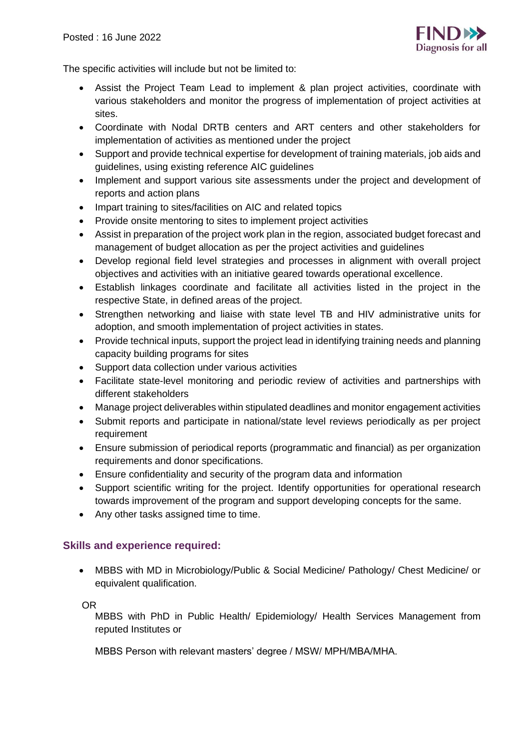The specific activities will include but not be limited to:

- Assist the Project Team Lead to implement & plan project activities, coordinate with various stakeholders and monitor the progress of implementation of project activities at sites.
- Coordinate with Nodal DRTB centers and ART centers and other stakeholders for implementation of activities as mentioned under the project
- Support and provide technical expertise for development of training materials, job aids and guidelines, using existing reference AIC guidelines
- Implement and support various site assessments under the project and development of reports and action plans
- Impart training to sites/facilities on AIC and related topics
- Provide onsite mentoring to sites to implement project activities
- Assist in preparation of the project work plan in the region, associated budget forecast and management of budget allocation as per the project activities and guidelines
- Develop regional field level strategies and processes in alignment with overall project objectives and activities with an initiative geared towards operational excellence.
- Establish linkages coordinate and facilitate all activities listed in the project in the respective State, in defined areas of the project.
- Strengthen networking and liaise with state level TB and HIV administrative units for adoption, and smooth implementation of project activities in states.
- Provide technical inputs, support the project lead in identifying training needs and planning capacity building programs for sites
- Support data collection under various activities
- Facilitate state-level monitoring and periodic review of activities and partnerships with different stakeholders
- Manage project deliverables within stipulated deadlines and monitor engagement activities
- Submit reports and participate in national/state level reviews periodically as per project requirement
- Ensure submission of periodical reports (programmatic and financial) as per organization requirements and donor specifications.
- Ensure confidentiality and security of the program data and information
- Support scientific writing for the project. Identify opportunities for operational research towards improvement of the program and support developing concepts for the same.
- Any other tasks assigned time to time.

## Skills and experience required:

- MBBS with MD in Microbiology/Public & Social Medicine/ Pathology/ Chest Medicine/ or equivalent qualification.

OR

MBBS with PhD in Public Health/ Epidemiology/ Health Services Management from reputed Institutes or

MBBS Person with relevant masters' degree / MSW/ MPH/MBA/MHA.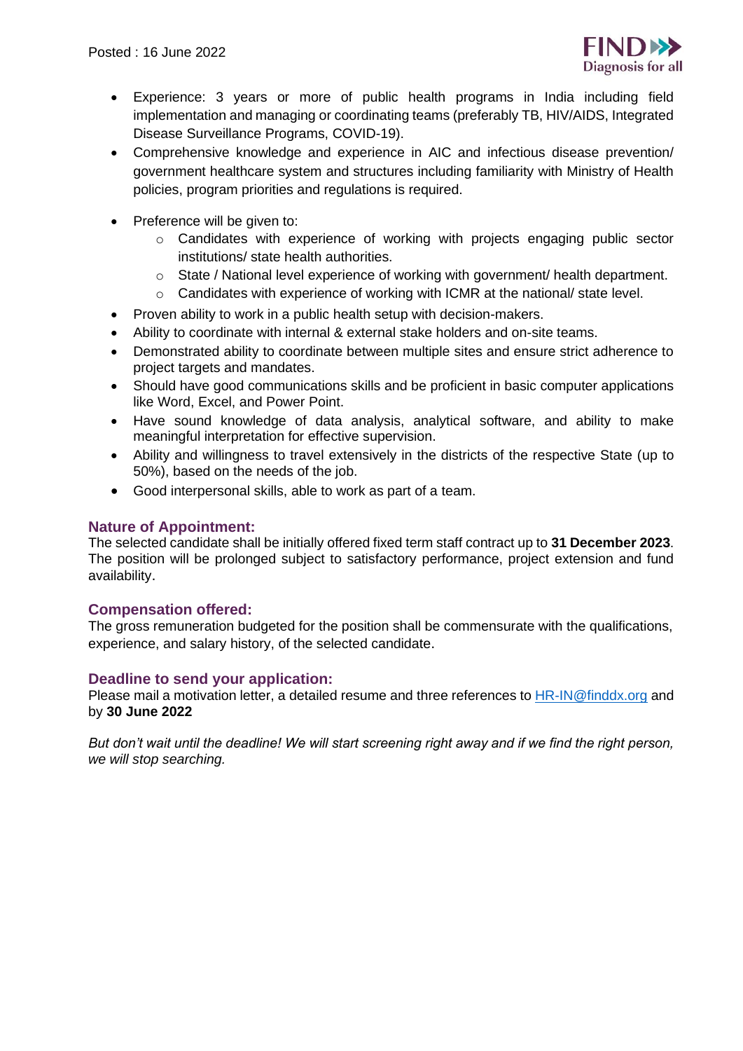- Experience: 3 years or more of public health programs in India including field implementation and managing or coordinating teams (preferably TB, HIV/AIDS, Integrated Disease Surveillance Programs, COVID-19).
- Comprehensive knowledge and experience in AIC and infectious disease prevention/ government healthcare system and structures including familiarity with Ministry of Health policies, program priorities and regulations is required.
- Preference will be given to:
    - Candidates with experience of working with projects engaging public sector institutions/ state health authorities.
    - State / National level experience of working with government/ health department.
    - Candidates with experience of working with ICMR at the national/ state level.
- Proven ability to work in a public health setup with decision-makers.
- Ability to coordinate with internal & external stake holders and on-site teams.
- Demonstrated ability to coordinate between multiple sites and ensure strict adherence to project targets and mandates.
- Should have good communications skills and be proficient in basic computer applications like Word, Excel, and Power Point.
- Have sound knowledge of data analysis, analytical software, and ability to make meaningful interpretation for effective supervision.
- Ability and willingness to travel extensively in the districts of the respective State (up to 50%), based on the needs of the job.
- Good interpersonal skills, able to work as part of a team.

### Nature of Appointment:

The selected candidate shall be initially offered fixed term staff contract up to **31 December 2023**. The position will be prolonged subject to satisfactory performance, project extension and fund availability.

### Compensation offered:

The gross remuneration budgeted for the position shall be commensurate with the qualifications, experience, and salary history, of the selected candidate.

### Deadline to send your application:

Please mail a motivation letter, a detailed resume and three references to HR-IN@finddx.org and by **30 June 2022**

*But don't wait until the deadline! We will start screening right away and if we find the right person, we will stop searching.*